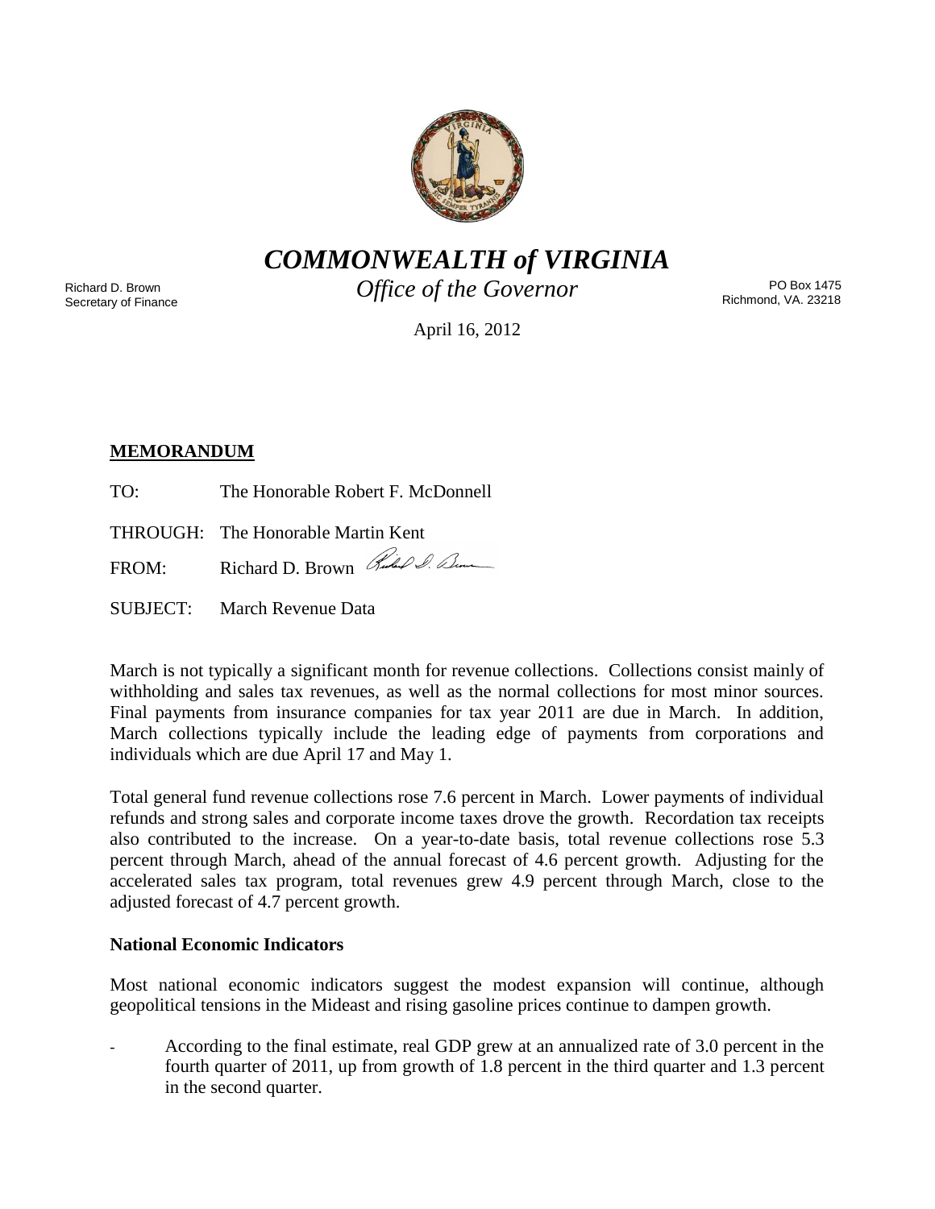# *COMMONWEALTH of VIRGINIA*

*Office of the Governor*

Richard D. Brown
Secretary of Finance

PO Box 1475
Richmond, VA. 23218

April 16, 2012

**MEMORANDUM**

TO: The Honorable Robert F. McDonnell

THROUGH: The Honorable Martin Kent

FROM: Richard D. Brown

SUBJECT: March Revenue Data

March is not typically a significant month for revenue collections. Collections consist mainly of withholding and sales tax revenues, as well as the normal collections for most minor sources. Final payments from insurance companies for tax year 2011 are due in March. In addition, March collections typically include the leading edge of payments from corporations and individuals which are due April 17 and May 1.

Total general fund revenue collections rose 7.6 percent in March. Lower payments of individual refunds and strong sales and corporate income taxes drove the growth. Recordation tax receipts also contributed to the increase. On a year-to-date basis, total revenue collections rose 5.3 percent through March, ahead of the annual forecast of 4.6 percent growth. Adjusting for the accelerated sales tax program, total revenues grew 4.9 percent through March, close to the adjusted forecast of 4.7 percent growth.

**National Economic Indicators**

Most national economic indicators suggest the modest expansion will continue, although geopolitical tensions in the Mideast and rising gasoline prices continue to dampen growth.

- According to the final estimate, real GDP grew at an annualized rate of 3.0 percent in the fourth quarter of 2011, up from growth of 1.8 percent in the third quarter and 1.3 percent in the second quarter.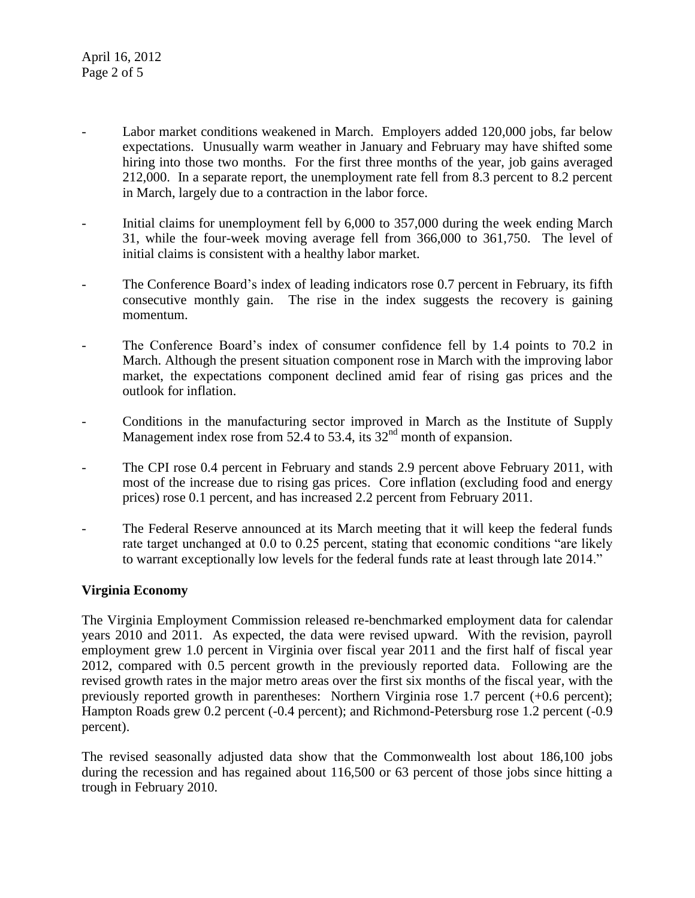- Labor market conditions weakened in March. Employers added 120,000 jobs, far below expectations. Unusually warm weather in January and February may have shifted some hiring into those two months. For the first three months of the year, job gains averaged 212,000. In a separate report, the unemployment rate fell from 8.3 percent to 8.2 percent in March, largely due to a contraction in the labor force.

- Initial claims for unemployment fell by 6,000 to 357,000 during the week ending March 31, while the four-week moving average fell from 366,000 to 361,750. The level of initial claims is consistent with a healthy labor market.

- The Conference Board's index of leading indicators rose 0.7 percent in February, its fifth consecutive monthly gain. The rise in the index suggests the recovery is gaining momentum.

- The Conference Board's index of consumer confidence fell by 1.4 points to 70.2 in March. Although the present situation component rose in March with the improving labor market, the expectations component declined amid fear of rising gas prices and the outlook for inflation.

- Conditions in the manufacturing sector improved in March as the Institute of Supply Management index rose from 52.4 to 53.4, its 32nd month of expansion.

- The CPI rose 0.4 percent in February and stands 2.9 percent above February 2011, with most of the increase due to rising gas prices. Core inflation (excluding food and energy prices) rose 0.1 percent, and has increased 2.2 percent from February 2011.

- The Federal Reserve announced at its March meeting that it will keep the federal funds rate target unchanged at 0.0 to 0.25 percent, stating that economic conditions "are likely to warrant exceptionally low levels for the federal funds rate at least through late 2014."

**Virginia Economy**

The Virginia Employment Commission released re-benchmarked employment data for calendar years 2010 and 2011. As expected, the data were revised upward. With the revision, payroll employment grew 1.0 percent in Virginia over fiscal year 2011 and the first half of fiscal year 2012, compared with 0.5 percent growth in the previously reported data. Following are the revised growth rates in the major metro areas over the first six months of the fiscal year, with the previously reported growth in parentheses: Northern Virginia rose 1.7 percent (+0.6 percent); Hampton Roads grew 0.2 percent (-0.4 percent); and Richmond-Petersburg rose 1.2 percent (-0.9 percent).

The revised seasonally adjusted data show that the Commonwealth lost about 186,100 jobs during the recession and has regained about 116,500 or 63 percent of those jobs since hitting a trough in February 2010.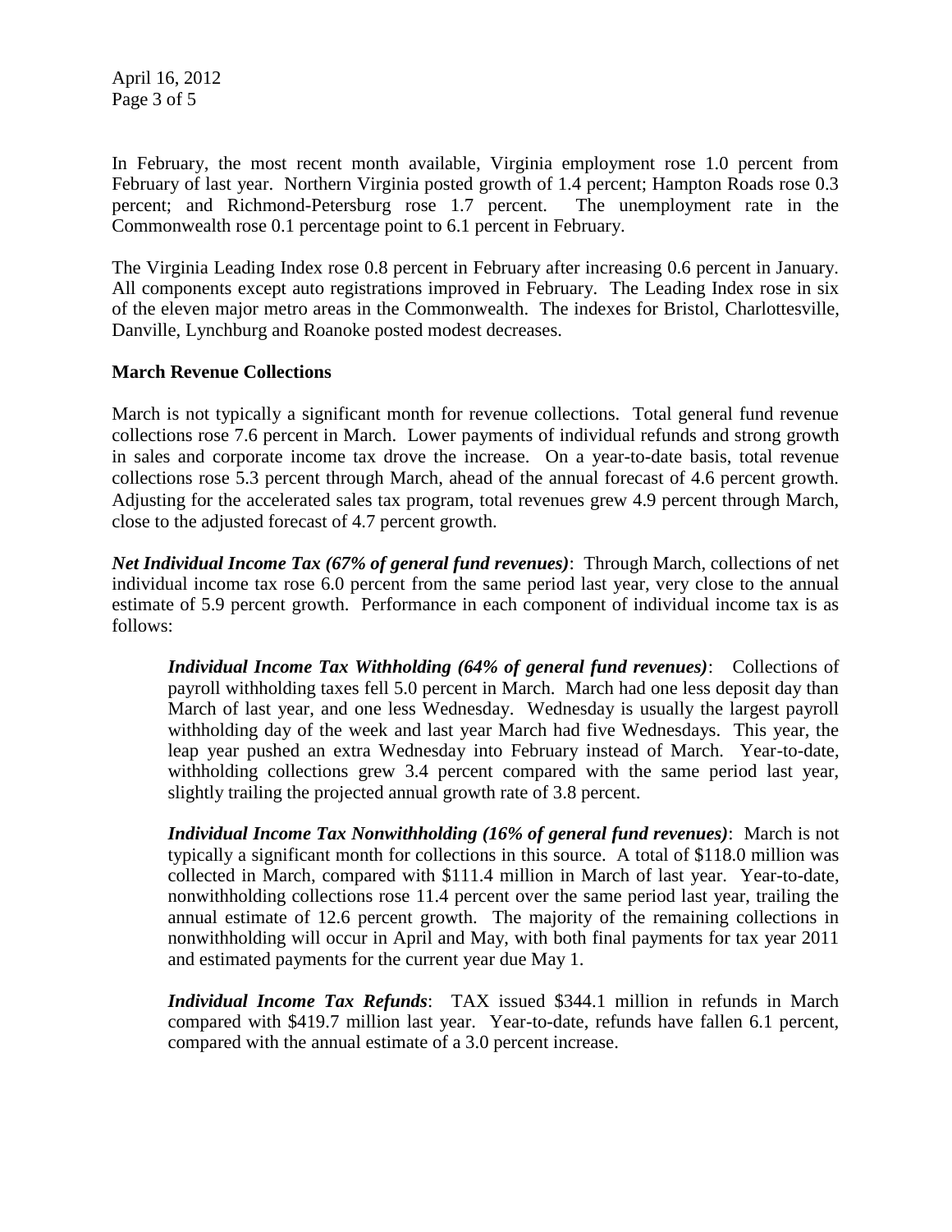In February, the most recent month available, Virginia employment rose 1.0 percent from February of last year. Northern Virginia posted growth of 1.4 percent; Hampton Roads rose 0.3 percent; and Richmond-Petersburg rose 1.7 percent. The unemployment rate in the Commonwealth rose 0.1 percentage point to 6.1 percent in February.

The Virginia Leading Index rose 0.8 percent in February after increasing 0.6 percent in January. All components except auto registrations improved in February. The Leading Index rose in six of the eleven major metro areas in the Commonwealth. The indexes for Bristol, Charlottesville, Danville, Lynchburg and Roanoke posted modest decreases.

**March Revenue Collections**

March is not typically a significant month for revenue collections. Total general fund revenue collections rose 7.6 percent in March. Lower payments of individual refunds and strong growth in sales and corporate income tax drove the increase. On a year-to-date basis, total revenue collections rose 5.3 percent through March, ahead of the annual forecast of 4.6 percent growth. Adjusting for the accelerated sales tax program, total revenues grew 4.9 percent through March, close to the adjusted forecast of 4.7 percent growth.

***Net Individual Income Tax (67% of general fund revenues)***: Through March, collections of net individual income tax rose 6.0 percent from the same period last year, very close to the annual estimate of 5.9 percent growth. Performance in each component of individual income tax is as follows:

> ***Individual Income Tax Withholding (64% of general fund revenues)***: Collections of payroll withholding taxes fell 5.0 percent in March. March had one less deposit day than March of last year, and one less Wednesday. Wednesday is usually the largest payroll withholding day of the week and last year March had five Wednesdays. This year, the leap year pushed an extra Wednesday into February instead of March. Year-to-date, withholding collections grew 3.4 percent compared with the same period last year, slightly trailing the projected annual growth rate of 3.8 percent.
>
> ***Individual Income Tax Nonwithholding (16% of general fund revenues)***: March is not typically a significant month for collections in this source. A total of $118.0 million was collected in March, compared with $111.4 million in March of last year. Year-to-date, nonwithholding collections rose 11.4 percent over the same period last year, trailing the annual estimate of 12.6 percent growth. The majority of the remaining collections in nonwithholding will occur in April and May, with both final payments for tax year 2011 and estimated payments for the current year due May 1.
>
> ***Individual Income Tax Refunds***: TAX issued $344.1 million in refunds in March compared with $419.7 million last year. Year-to-date, refunds have fallen 6.1 percent, compared with the annual estimate of a 3.0 percent increase.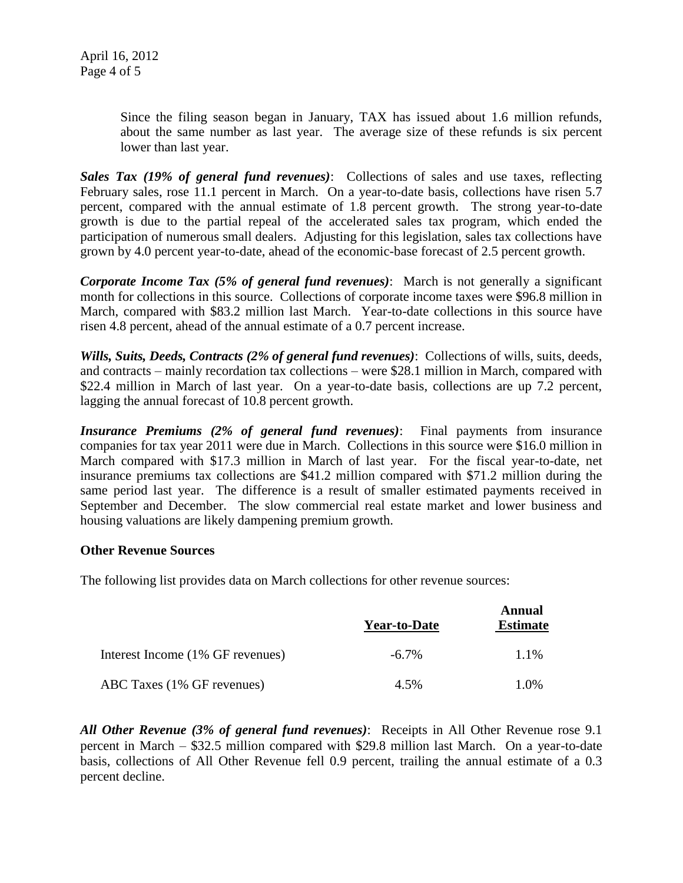Since the filing season began in January, TAX has issued about 1.6 million refunds, about the same number as last year. The average size of these refunds is six percent lower than last year.

***Sales Tax (19% of general fund revenues)***: Collections of sales and use taxes, reflecting February sales, rose 11.1 percent in March. On a year-to-date basis, collections have risen 5.7 percent, compared with the annual estimate of 1.8 percent growth. The strong year-to-date growth is due to the partial repeal of the accelerated sales tax program, which ended the participation of numerous small dealers. Adjusting for this legislation, sales tax collections have grown by 4.0 percent year-to-date, ahead of the economic-base forecast of 2.5 percent growth.

***Corporate Income Tax (5% of general fund revenues)***: March is not generally a significant month for collections in this source. Collections of corporate income taxes were $96.8 million in March, compared with $83.2 million last March. Year-to-date collections in this source have risen 4.8 percent, ahead of the annual estimate of a 0.7 percent increase.

***Wills, Suits, Deeds, Contracts (2% of general fund revenues)***: Collections of wills, suits, deeds, and contracts – mainly recordation tax collections – were $28.1 million in March, compared with $22.4 million in March of last year. On a year-to-date basis, collections are up 7.2 percent, lagging the annual forecast of 10.8 percent growth.

***Insurance Premiums (2% of general fund revenues)***: Final payments from insurance companies for tax year 2011 were due in March. Collections in this source were $16.0 million in March compared with $17.3 million in March of last year. For the fiscal year-to-date, net insurance premiums tax collections are $41.2 million compared with $71.2 million during the same period last year. The difference is a result of smaller estimated payments received in September and December. The slow commercial real estate market and lower business and housing valuations are likely dampening premium growth.

**Other Revenue Sources**

The following list provides data on March collections for other revenue sources:

| | **Year-to-Date** | **Annual Estimate** |
|---|---|---|
| Interest Income (1% GF revenues) | -6.7% | 1.1% |
| ABC Taxes (1% GF revenues) | 4.5% | 1.0% |

***All Other Revenue (3% of general fund revenues)***: Receipts in All Other Revenue rose 9.1 percent in March – $32.5 million compared with $29.8 million last March. On a year-to-date basis, collections of All Other Revenue fell 0.9 percent, trailing the annual estimate of a 0.3 percent decline.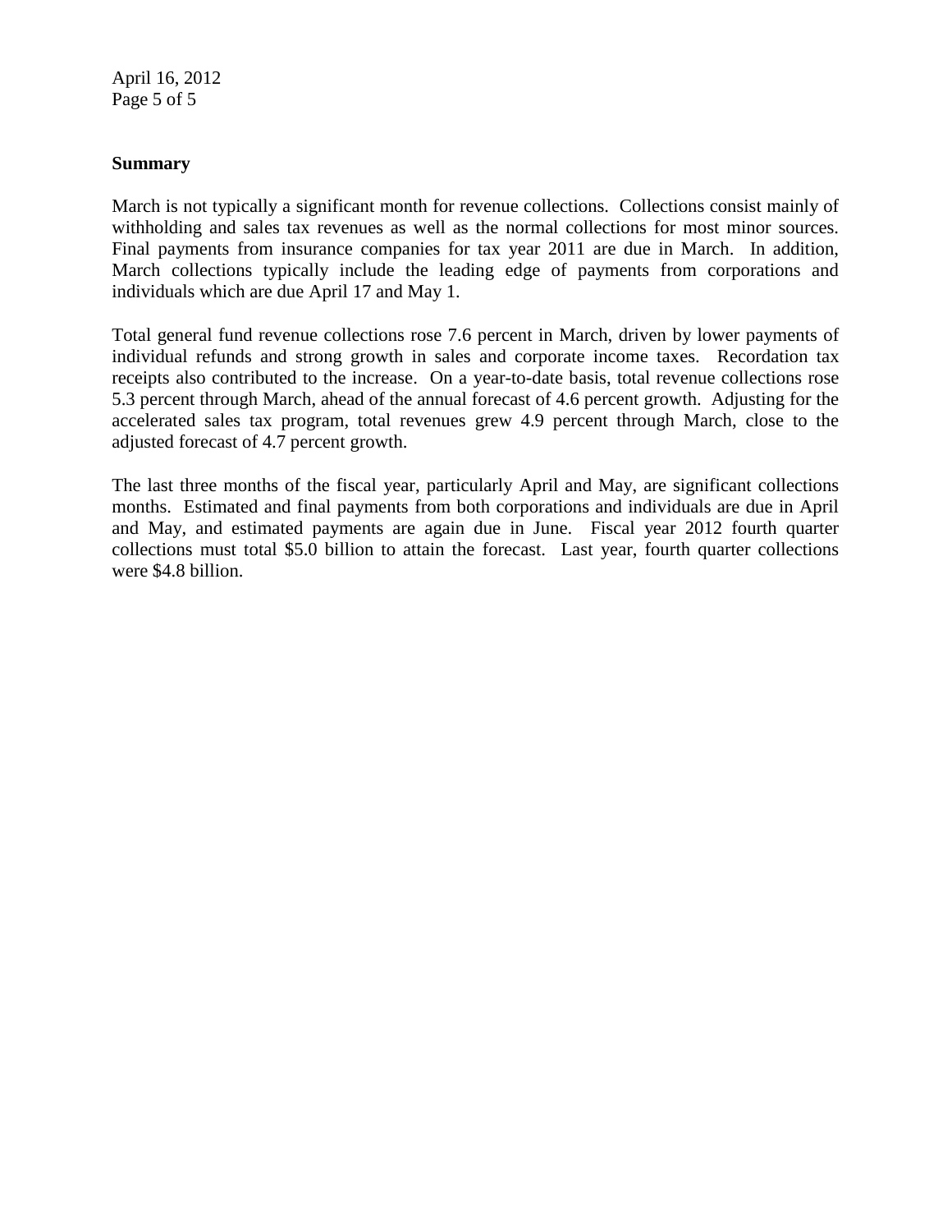**Summary**

March is not typically a significant month for revenue collections. Collections consist mainly of withholding and sales tax revenues as well as the normal collections for most minor sources. Final payments from insurance companies for tax year 2011 are due in March. In addition, March collections typically include the leading edge of payments from corporations and individuals which are due April 17 and May 1.

Total general fund revenue collections rose 7.6 percent in March, driven by lower payments of individual refunds and strong growth in sales and corporate income taxes. Recordation tax receipts also contributed to the increase. On a year-to-date basis, total revenue collections rose 5.3 percent through March, ahead of the annual forecast of 4.6 percent growth. Adjusting for the accelerated sales tax program, total revenues grew 4.9 percent through March, close to the adjusted forecast of 4.7 percent growth.

The last three months of the fiscal year, particularly April and May, are significant collections months. Estimated and final payments from both corporations and individuals are due in April and May, and estimated payments are again due in June. Fiscal year 2012 fourth quarter collections must total $5.0 billion to attain the forecast. Last year, fourth quarter collections were $4.8 billion.